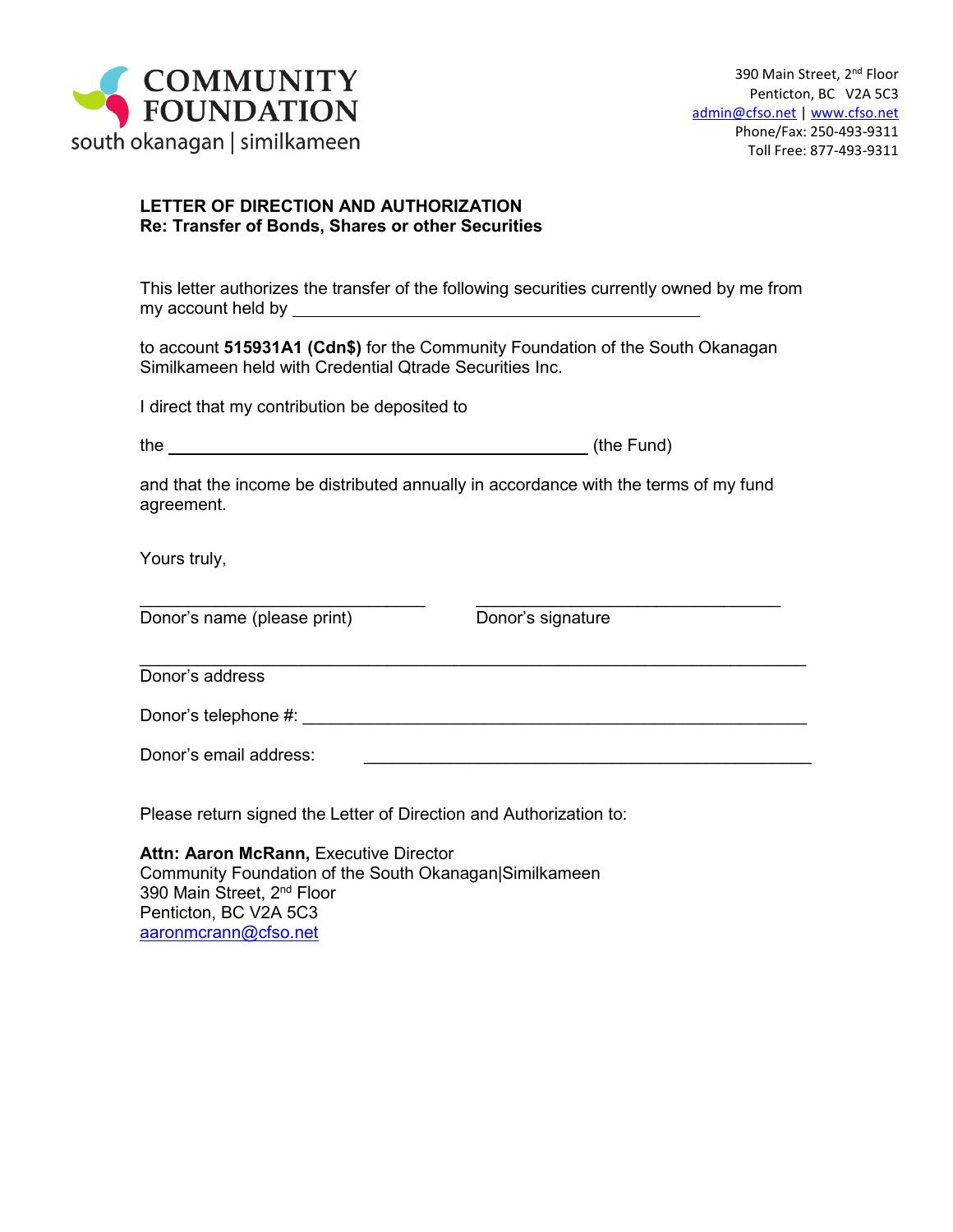**COMMUNITY FOUNDATION**
south okanagan | similkameen

390 Main Street, 2nd Floor
Penticton, BC V2A 5C3
admin@cfso.net | www.cfso.net
Phone/Fax: 250-493-9311
Toll Free: 877-493-9311

**LETTER OF DIRECTION AND AUTHORIZATION**
**Re: Transfer of Bonds, Shares or other Securities**

This letter authorizes the transfer of the following securities currently owned by me from my account held by ________________________________________

to account **515931A1 (Cdn$)** for the Community Foundation of the South Okanagan Similkameen held with Credential Qtrade Securities Inc.

I direct that my contribution be deposited to

the ________________________________________ (the Fund)

and that the income be distributed annually in accordance with the terms of my fund agreement.

Yours truly,

______________________________ ______________________________
Donor's name (please print) Donor's signature

____________________________________________________________
Donor's address

Donor's telephone #: ____________________________________________

Donor's email address: ____________________________________________

Please return signed the Letter of Direction and Authorization to:

**Attn: Aaron McRann,** Executive Director
Community Foundation of the South Okanagan|Similkameen
390 Main Street, 2nd Floor
Penticton, BC V2A 5C3
aaronmcrann@cfso.net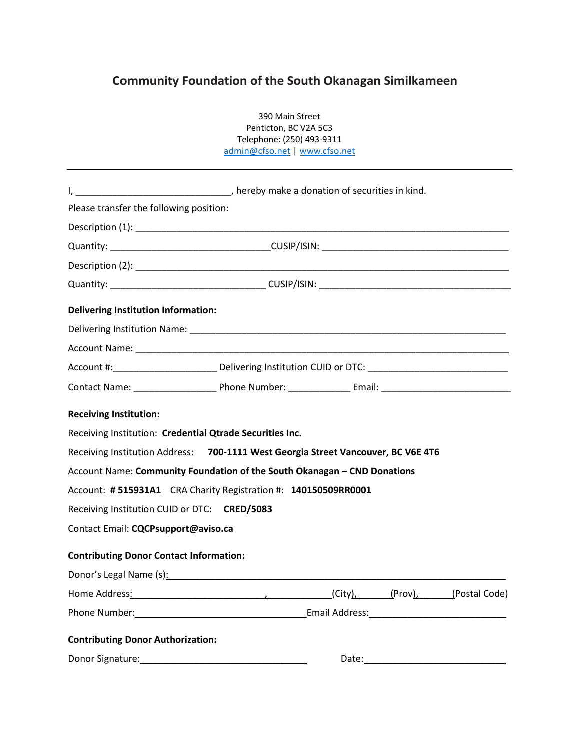# Community Foundation of the South Okanagan Similkameen

390 Main Street
Penticton, BC V2A 5C3
Telephone: (250) 493-9311
admin@cfso.net | www.cfso.net

---

I, ______________________________, hereby make a donation of securities in kind.

Please transfer the following position:

Description (1): ____________________________________________________________________________

Quantity: ______________________________CUSIP/ISIN: ____________________________________

Description (2): ____________________________________________________________________________

Quantity: ______________________________ CUSIP/ISIN: ____________________________________

**Delivering Institution Information:**

Delivering Institution Name: _____________________________________________________________

Account Name: _______________________________________________________________________

Account #:___________________ Delivering Institution CUID or DTC: __________________________

Contact Name: ________________ Phone Number: ____________ Email: _________________________

**Receiving Institution:**

Receiving Institution: **Credential Qtrade Securities Inc.**

Receiving Institution Address: **700-1111 West Georgia Street Vancouver, BC V6E 4T6**

Account Name: **Community Foundation of the South Okanagan – CND Donations**

Account: **# 515931A1** CRA Charity Registration #: **140150509RR0001**

Receiving Institution CUID or DTC**: CRED/5083**

Contact Email: **CQCPsupport@aviso.ca**

**Contributing Donor Contact Information:**

Donor's Legal Name (s):_____________________________________________________________________

Home Address:_________________________, ____________(City), ______(Prov), ______(Postal Code)

Phone Number:_________________________________Email Address:___________________________

**Contributing Donor Authorization:**

Donor Signature:_________________________________ Date:___________________________